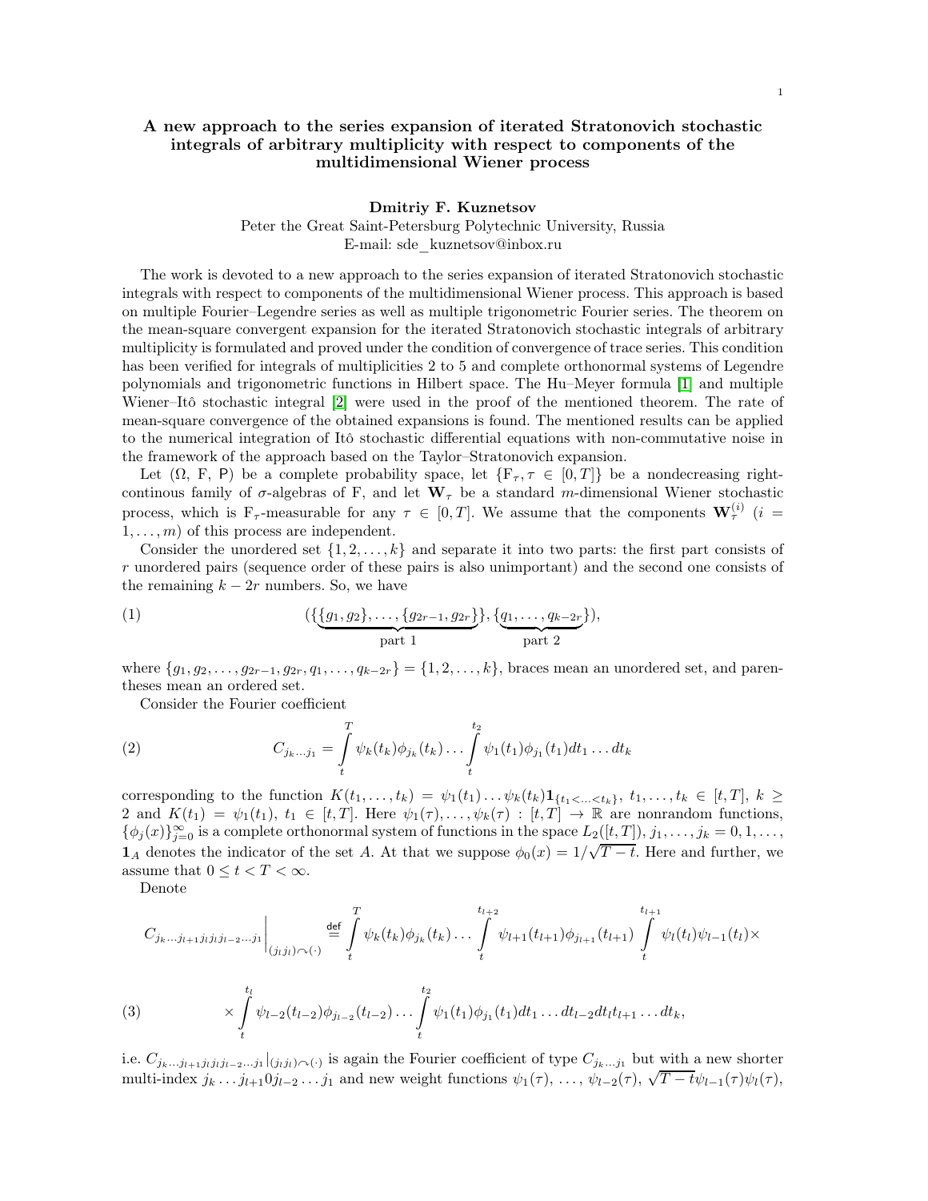# A new approach to the series expansion of iterated Stratonovich stochastic integrals of arbitrary multiplicity with respect to components of the multidimensional Wiener process

**Dmitriy F. Kuznetsov**

Peter the Great Saint-Petersburg Polytechnic University, Russia

E-mail: sde_kuznetsov@inbox.ru

The work is devoted to a new approach to the series expansion of iterated Stratonovich stochastic integrals with respect to components of the multidimensional Wiener process. This approach is based on multiple Fourier–Legendre series as well as multiple trigonometric Fourier series. The theorem on the mean-square convergent expansion for the iterated Stratonovich stochastic integrals of arbitrary multiplicity is formulated and proved under the condition of convergence of trace series. This condition has been verified for integrals of multiplicities 2 to 5 and complete orthonormal systems of Legendre polynomials and trigonometric functions in Hilbert space. The Hu–Meyer formula [1] and multiple Wiener–Itô stochastic integral [2] were used in the proof of the mentioned theorem. The rate of mean-square convergence of the obtained expansions is found. The mentioned results can be applied to the numerical integration of Itô stochastic differential equations with non-commutative noise in the framework of the approach based on the Taylor–Stratonovich expansion.

Let $(\Omega,\ \mathrm{F},\ \mathsf{P})$ be a complete probability space, let $\{\mathrm{F}_\tau, \tau\in[0,T]\}$ be a nondecreasing right-continous family of $\sigma$-algebras of F, and let $\mathbf{W}_\tau$ be a standard $m$-dimensional Wiener stochastic process, which is $\mathrm{F}_\tau$-measurable for any $\tau\in[0,T]$. We assume that the components $\mathbf{W}_\tau^{(i)}$ $(i=1,\ldots,m)$ of this process are independent.

Consider the unordered set $\{1,2,\ldots,k\}$ and separate it into two parts: the first part consists of $r$ unordered pairs (sequence order of these pairs is also unimportant) and the second one consists of the remaining $k-2r$ numbers. So, we have

$$
(\underbrace{\{\{g_1,g_2\},\ldots,\{g_{2r-1},g_{2r}\}\}}_{\text{part 1}},\underbrace{\{q_1,\ldots,q_{k-2r}\}}_{\text{part 2}}), \tag{1}
$$

where $\{g_1,g_2,\ldots,g_{2r-1},g_{2r},q_1,\ldots,q_{k-2r}\}=\{1,2,\ldots,k\}$, braces mean an unordered set, and parentheses mean an ordered set.

Consider the Fourier coefficient

$$
C_{j_k\ldots j_1}=\int\limits_t^T\psi_k(t_k)\phi_{j_k}(t_k)\ldots\int\limits_t^{t_2}\psi_1(t_1)\phi_{j_1}(t_1)dt_1\ldots dt_k \tag{2}
$$

corresponding to the function $K(t_1,\ldots,t_k)=\psi_1(t_1)\ldots\psi_k(t_k)\mathbf{1}_{\{t_1<\ldots<t_k\}},\ t_1,\ldots,t_k\in[t,T],\ k\ge 2$ and $K(t_1)=\psi_1(t_1),\ t_1\in[t,T]$. Here $\psi_1(\tau),\ldots,\psi_k(\tau):[t,T]\to\mathbb{R}$ are nonrandom functions, $\{\phi_j(x)\}_{j=0}^\infty$ is a complete orthonormal system of functions in the space $L_2([t,T])$, $j_1,\ldots,j_k=0,1,\ldots$, $\mathbf{1}_A$ denotes the indicator of the set $A$. At that we suppose $\phi_0(x)=1/\sqrt{T-t}$. Here and further, we assume that $0\le t<T<\infty$.

Denote

$$
C_{j_k\ldots j_{l+1}j_lj_lj_{l-2}\ldots j_1}\Bigg|_{(j_lj_l)\curvearrowright(\cdot)}\stackrel{\sf def}{=}\int\limits_t^T\psi_k(t_k)\phi_{j_k}(t_k)\ldots\int\limits_t^{t_{l+2}}\psi_{l+1}(t_{l+1})\phi_{j_{l+1}}(t_{l+1})\int\limits_t^{t_{l+1}}\psi_l(t_l)\psi_{l-1}(t_l)\times
$$

$$
\times\int\limits_t^{t_l}\psi_{l-2}(t_{l-2})\phi_{j_{l-2}}(t_{l-2})\ldots\int\limits_t^{t_2}\psi_1(t_1)\phi_{j_1}(t_1)dt_1\ldots dt_{l-2}dt_ldt_{l+1}\ldots dt_k, \tag{3}
$$

i.e. $C_{j_k\ldots j_{l+1}j_lj_lj_{l-2}\ldots j_1}\big|_{(j_lj_l)\curvearrowright(\cdot)}$ is again the Fourier coefficient of type $C_{j_k\ldots j_1}$ but with a new shorter multi-index $j_k\ldots j_{l+1}0j_{l-2}\ldots j_1$ and new weight functions $\psi_1(\tau),\ \ldots,\ \psi_{l-2}(\tau),\ \sqrt{T-t}\psi_{l-1}(\tau)\psi_l(\tau),$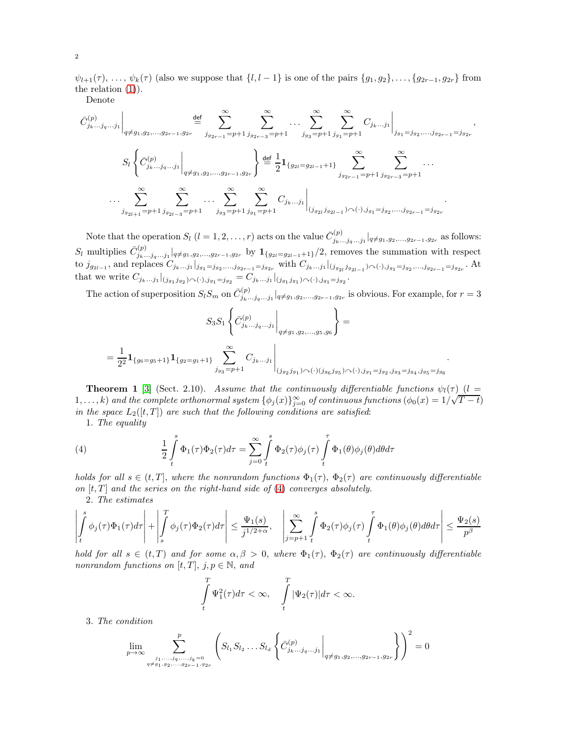$\psi_{l+1}(\tau), \ldots, \psi_k(\tau)$ (also we suppose that $\{l, l-1\}$ is one of the pairs $\{g_1, g_2\}, \ldots, \{g_{2r-1}, g_{2r}\}$ from the relation (1)).

Denote

$$
\bar{C}^{(p)}_{j_k\ldots j_q\ldots j_1}\Biggl|_{q\ne g_1,g_2,\ldots,g_{2r-1},g_{2r}} \stackrel{\sf def}{=} \sum_{j_{g_{2r-1}}=p+1}^{\infty}\sum_{j_{g_{2r-3}}=p+1}^{\infty}\ldots\sum_{j_{g_3}=p+1}^{\infty}\sum_{j_{g_1}=p+1}^{\infty} C_{j_k\ldots j_1}\Biggl|_{j_{g_1}=j_{g_2},\ldots,j_{g_{2r-1}}=j_{g_{2r}}},
$$

$$
S_l\left\{\bar{C}^{(p)}_{j_k\ldots j_q\ldots j_1}\Biggl|_{q\ne g_1,g_2,\ldots,g_{2r-1},g_{2r}}\right\} \stackrel{\sf def}{=} \frac{1}{2}\mathbf{1}_{\{g_{2l}=g_{2l-1}+1\}}\sum_{j_{g_{2r-1}}=p+1}^{\infty}\sum_{j_{g_{2r-3}}=p+1}^{\infty}\ldots
$$

$$
\ldots\sum_{j_{g_{2l+1}}=p+1}^{\infty}\sum_{j_{g_{2l-3}}=p+1}^{\infty}\ldots\sum_{j_{g_3}=p+1}^{\infty}\sum_{j_{g_1}=p+1}^{\infty} C_{j_k\ldots j_1}\Biggl|_{(j_{g_{2l}}j_{g_{2l-1}})\frown(\cdot),j_{g_1}=j_{g_2},\ldots,j_{g_{2r-1}}=j_{g_{2r}}}.
$$

Note that the operation $S_l$ $(l=1,2,\ldots,r)$ acts on the value $\bar{C}^{(p)}_{j_k\ldots j_q\ldots j_1}|_{q\ne g_1,g_2,\ldots,g_{2r-1},g_{2r}}$ as follows: $S_l$ multiplies $\bar{C}^{(p)}_{j_k\ldots j_q\ldots j_1}|_{q\ne g_1,g_2,\ldots,g_{2r-1},g_{2r}}$ by $\mathbf{1}_{\{g_{2l}=g_{2l-1}+1\}}/2$, removes the summation with respect to $j_{g_{2l-1}}$, and replaces $C_{j_k\ldots j_1}|_{j_{g_1}=j_{g_2},\ldots,j_{g_{2r-1}}=j_{g_{2r}}}$ with $C_{j_k\ldots j_1}|_{(j_{g_{2l}}j_{g_{2l-1}})\frown(\cdot),j_{g_1}=j_{g_2},\ldots,j_{g_{2r-1}}=j_{g_{2r}}}$. At that we write $C_{j_k\ldots j_1}|_{(j_{g_1}j_{g_2})\frown(\cdot),j_{g_1}=j_{g_2}} = C_{j_k\ldots j_1}|_{(j_{g_1}j_{g_1})\frown(\cdot),j_{g_1}=j_{g_2}}$.

The action of superposition $S_lS_m$ on $\bar{C}^{(p)}_{j_k\ldots j_q\ldots j_1}|_{q\ne g_1,g_2,\ldots,g_{2r-1},g_{2r}}$ is obvious. For example, for $r=3$

$$
S_3S_1\left\{\bar{C}^{(p)}_{j_k\ldots j_q\ldots j_1}\Biggl|_{q\ne g_1,g_2,\ldots,g_5,g_6}\right\} =
$$

$$
= \frac{1}{2^2}\mathbf{1}_{\{g_6=g_5+1\}}\mathbf{1}_{\{g_2=g_1+1\}}\sum_{j_{g_3}=p+1}^{\infty} C_{j_k\ldots j_1}\Biggl|_{(j_{g_2}j_{g_1})\frown(\cdot)(j_{g_6}j_{g_5})\frown(\cdot),j_{g_1}=j_{g_2},j_{g_3}=j_{g_4},j_{g_5}=j_{g_6}}.
$$

**Theorem 1** [3] (Sect. 2.10). *Assume that the continuously differentiable functions $\psi_l(\tau)$ $(l = 1,\ldots,k)$ and the complete orthonormal system $\{\phi_j(x)\}_{j=0}^{\infty}$ of continuous functions $(\phi_0(x) = 1/\sqrt{T-t})$ in the space $L_2([t,T])$ are such that the following conditions are satisfied:*

1. *The equality*

$$
\frac{1}{2}\int\limits_t^s \Phi_1(\tau)\Phi_2(\tau)d\tau = \sum_{j=0}^{\infty}\int\limits_t^s \Phi_2(\tau)\phi_j(\tau)\int\limits_t^{\tau}\Phi_1(\theta)\phi_j(\theta)d\theta d\tau \tag{4}
$$

*holds for all $s\in(t,T]$, where the nonrandom functions $\Phi_1(\tau)$, $\Phi_2(\tau)$ are continuously differentiable on $[t,T]$ and the series on the right-hand side of (4) converges absolutely.*

2. *The estimates*

$$
\left|\int\limits_t^s \phi_j(\tau)\Phi_1(\tau)d\tau\right| + \left|\int\limits_s^T \phi_j(\tau)\Phi_2(\tau)d\tau\right| \le \frac{\Psi_1(s)}{j^{1/2+\alpha}}, \quad \left|\sum_{j=p+1}^{\infty}\int\limits_t^s \Phi_2(\tau)\phi_j(\tau)\int\limits_t^{\tau}\Phi_1(\theta)\phi_j(\theta)d\theta d\tau\right| \le \frac{\Psi_2(s)}{p^{\beta}}
$$

*hold for all $s\in(t,T)$ and for some $\alpha,\beta>0$, where $\Phi_1(\tau)$, $\Phi_2(\tau)$ are continuously differentiable nonrandom functions on $[t,T]$, $j,p\in\mathbb{N}$, and*

$$
\int\limits_t^T \Psi_1^2(\tau)d\tau < \infty, \quad \int\limits_t^T |\Psi_2(\tau)|d\tau < \infty.
$$

3. *The condition*

$$
\lim_{p\to\infty}\sum_{\substack{j_1,\ldots,j_q,\ldots,j_k=0\\ q\ne g_1,g_2,\ldots,g_{2r-1},g_{2r}}}^{p}\left(S_{l_1}S_{l_2}\ldots S_{l_d}\left\{\bar{C}^{(p)}_{j_k\ldots j_q\ldots j_1}\Biggl|_{q\ne g_1,g_2,\ldots,g_{2r-1},g_{2r}}\right\}\right)^2 = 0
$$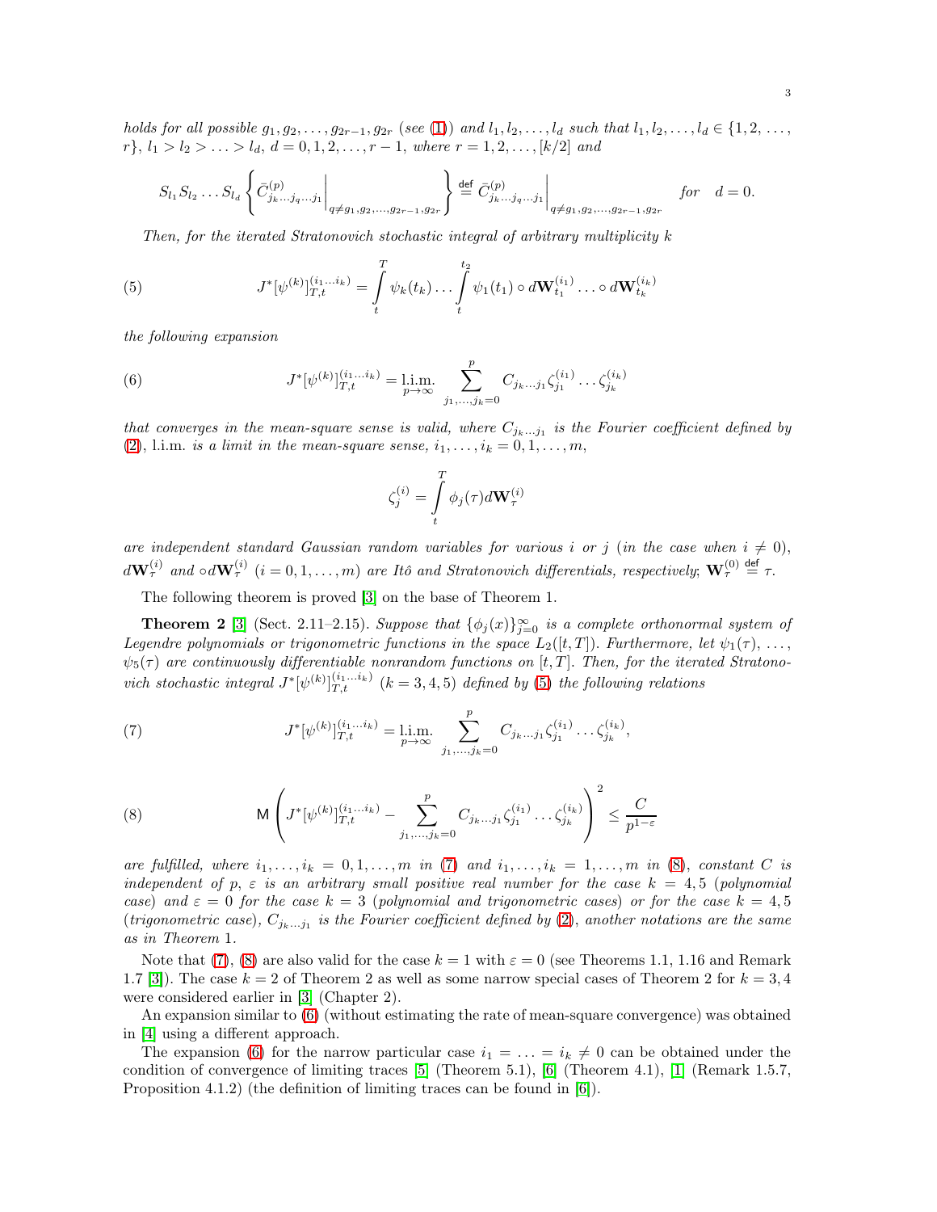*holds for all possible* $g_1, g_2, \ldots, g_{2r-1}, g_{2r}$ *(see* (1)*) and* $l_1, l_2, \ldots, l_d$ *such that* $l_1, l_2, \ldots, l_d \in \{1, 2, \ldots, r\}$, $l_1 > l_2 > \ldots > l_d$, $d = 0, 1, 2, \ldots, r-1$, *where* $r = 1, 2, \ldots, [k/2]$ *and*

$$
S_{l_1} S_{l_2} \ldots S_{l_d} \left\{ \bar{C}^{(p)}_{j_k \ldots j_q \ldots j_1} \Bigg|_{q \ne g_1, g_2, \ldots, g_{2r-1}, g_{2r}} \right\} \stackrel{\sf def}{=} \bar{C}^{(p)}_{j_k \ldots j_q \ldots j_1} \Bigg|_{q \ne g_1, g_2, \ldots, g_{2r-1}, g_{2r}} \quad for \quad d = 0.
$$

*Then, for the iterated Stratonovich stochastic integral of arbitrary multiplicity* $k$

$$
J^*[\psi^{(k)}]_{T,t}^{(i_1 \ldots i_k)} = \int\limits_t^T \psi_k(t_k) \ldots \int\limits_t^{t_2} \psi_1(t_1) \circ d\mathbf{W}_{t_1}^{(i_1)} \ldots \circ d\mathbf{W}_{t_k}^{(i_k)} \tag{5}
$$

*the following expansion*

$$
J^*[\psi^{(k)}]_{T,t}^{(i_1 \ldots i_k)} = \underset{p \to \infty}{\text{l.i.m.}} \sum_{j_1, \ldots, j_k = 0}^{p} C_{j_k \ldots j_1} \zeta_{j_1}^{(i_1)} \ldots \zeta_{j_k}^{(i_k)} \tag{6}
$$

*that converges in the mean-square sense is valid, where* $C_{j_k \ldots j_1}$ *is the Fourier coefficient defined by* (2), l.i.m. *is a limit in the mean-square sense,* $i_1, \ldots, i_k = 0, 1, \ldots, m$,

$$
\zeta_j^{(i)} = \int\limits_t^T \phi_j(\tau) d\mathbf{W}_\tau^{(i)}
$$

*are independent standard Gaussian random variables for various* $i$ *or* $j$ *(in the case when* $i \ne 0$*),* $d\mathbf{W}_\tau^{(i)}$ *and* $\circ d\mathbf{W}_\tau^{(i)}$ $(i = 0, 1, \ldots, m)$ *are Itô and Stratonovich differentials, respectively;* $\mathbf{W}_\tau^{(0)} \stackrel{\sf def}{=} \tau$.

The following theorem is proved [3] on the base of Theorem 1.

**Theorem 2** [3] (Sect. 2.11–2.15). *Suppose that* $\{\phi_j(x)\}_{j=0}^\infty$ *is a complete orthonormal system of Legendre polynomials or trigonometric functions in the space* $L_2([t, T])$. *Furthermore, let* $\psi_1(\tau), \ldots, \psi_5(\tau)$ *are continuously differentiable nonrandom functions on* $[t, T]$. *Then, for the iterated Stratonovich stochastic integral* $J^*[\psi^{(k)}]_{T,t}^{(i_1 \ldots i_k)}$ $(k = 3, 4, 5)$ *defined by* (5) *the following relations*

$$
J^*[\psi^{(k)}]_{T,t}^{(i_1 \ldots i_k)} = \underset{p \to \infty}{\text{l.i.m.}} \sum_{j_1, \ldots, j_k = 0}^{p} C_{j_k \ldots j_1} \zeta_{j_1}^{(i_1)} \ldots \zeta_{j_k}^{(i_k)}, \tag{7}
$$

$$
\mathsf{M} \left( J^*[\psi^{(k)}]_{T,t}^{(i_1 \ldots i_k)} - \sum_{j_1, \ldots, j_k = 0}^{p} C_{j_k \ldots j_1} \zeta_{j_1}^{(i_1)} \ldots \zeta_{j_k}^{(i_k)} \right)^2 \le \frac{C}{p^{1-\varepsilon}} \tag{8}
$$

*are fulfilled, where* $i_1, \ldots, i_k = 0, 1, \ldots, m$ *in* (7) *and* $i_1, \ldots, i_k = 1, \ldots, m$ *in* (8), *constant* $C$ *is independent of* $p$, $\varepsilon$ *is an arbitrary small positive real number for the case* $k = 4, 5$ *(polynomial case) and* $\varepsilon = 0$ *for the case* $k = 3$ *(polynomial and trigonometric cases) or for the case* $k = 4, 5$ *(trigonometric case),* $C_{j_k \ldots j_1}$ *is the Fourier coefficient defined by* (2), *another notations are the same as in Theorem* 1.

Note that (7), (8) are also valid for the case $k = 1$ with $\varepsilon = 0$ (see Theorems 1.1, 1.16 and Remark 1.7 [3]). The case $k = 2$ of Theorem 2 as well as some narrow special cases of Theorem 2 for $k = 3, 4$ were considered earlier in [3] (Chapter 2).

An expansion similar to (6) (without estimating the rate of mean-square convergence) was obtained in [4] using a different approach.

The expansion (6) for the narrow particular case $i_1 = \ldots = i_k \ne 0$ can be obtained under the condition of convergence of limiting traces [5] (Theorem 5.1), [6] (Theorem 4.1), [1] (Remark 1.5.7, Proposition 4.1.2) (the definition of limiting traces can be found in [6]).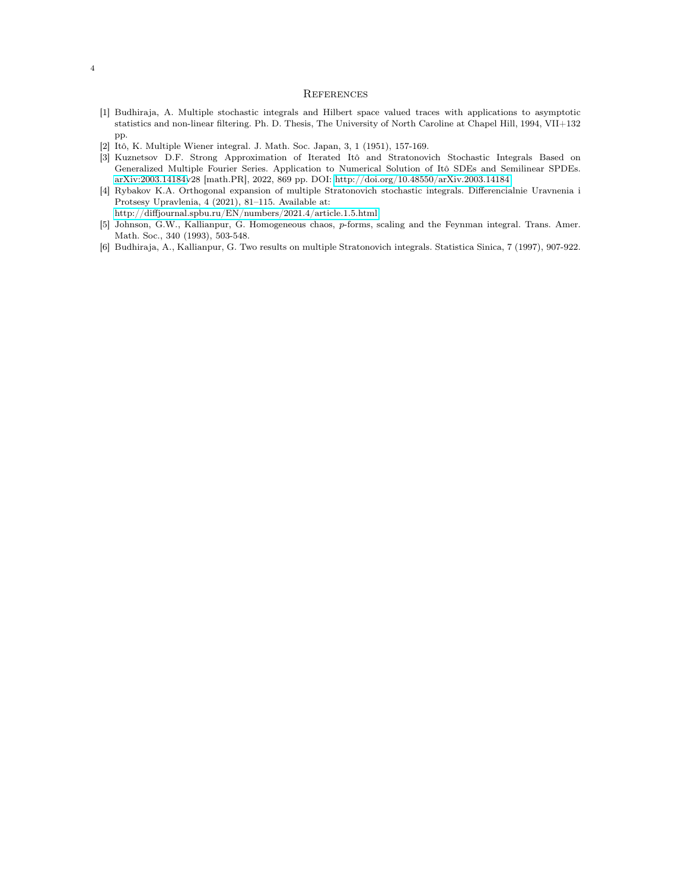## References

[1] Budhiraja, A. Multiple stochastic integrals and Hilbert space valued traces with applications to asymptotic statistics and non-linear filtering. Ph. D. Thesis, The University of North Caroline at Chapel Hill, 1994, VII+132 pp.

[2] Itô, K. Multiple Wiener integral. J. Math. Soc. Japan, 3, 1 (1951), 157-169.

[3] Kuznetsov D.F. Strong Approximation of Iterated Itô and Stratonovich Stochastic Integrals Based on Generalized Multiple Fourier Series. Application to Numerical Solution of Itô SDEs and Semilinear SPDEs. arXiv:2003.14184v28 [math.PR], 2022, 869 pp. DOI: http://doi.org/10.48550/arXiv.2003.14184

[4] Rybakov K.A. Orthogonal expansion of multiple Stratonovich stochastic integrals. Differencialnie Uravnenia i Protsesy Upravlenia, 4 (2021), 81–115. Available at: http://diffjournal.spbu.ru/EN/numbers/2021.4/article.1.5.html

[5] Johnson, G.W., Kallianpur, G. Homogeneous chaos, $p$-forms, scaling and the Feynman integral. Trans. Amer. Math. Soc., 340 (1993), 503-548.

[6] Budhiraja, A., Kallianpur, G. Two results on multiple Stratonovich integrals. Statistica Sinica, 7 (1997), 907-922.